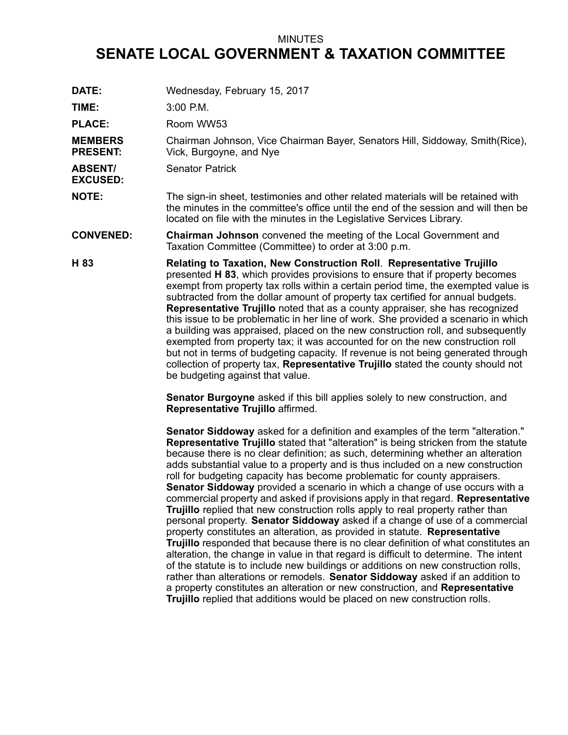MINUTES

# SENATE LOCAL GOVERNMENT & TAXATION COMMITTEE

**DATE:** Wednesday, February 15, 2017

**TIME:** 3:00 P.M.

**PLACE:** Room WW53

**MEMBERS PRESENT:** Chairman Johnson, Vice Chairman Bayer, Senators Hill, Siddoway, Smith(Rice), Vick, Burgoyne, and Nye

**ABSENT/ EXCUSED:** Senator Patrick

**NOTE:** The sign-in sheet, testimonies and other related materials will be retained with the minutes in the committee's office until the end of the session and will then be located on file with the minutes in the Legislative Services Library.

**CONVENED:** **Chairman Johnson** convened the meeting of the Local Government and Taxation Committee (Committee) to order at 3:00 p.m.

**H 83** **Relating to Taxation, New Construction Roll**. **Representative Trujillo** presented **H 83**, which provides provisions to ensure that if property becomes exempt from property tax rolls within a certain period time, the exempted value is subtracted from the dollar amount of property tax certified for annual budgets. **Representative Trujillo** noted that as a county appraiser, she has recognized this issue to be problematic in her line of work. She provided a scenario in which a building was appraised, placed on the new construction roll, and subsequently exempted from property tax; it was accounted for on the new construction roll but not in terms of budgeting capacity. If revenue is not being generated through collection of property tax, **Representative Trujillo** stated the county should not be budgeting against that value.

**Senator Burgoyne** asked if this bill applies solely to new construction, and **Representative Trujillo** affirmed.

**Senator Siddoway** asked for a definition and examples of the term "alteration." **Representative Trujillo** stated that "alteration" is being stricken from the statute because there is no clear definition; as such, determining whether an alteration adds substantial value to a property and is thus included on a new construction roll for budgeting capacity has become problematic for county appraisers. **Senator Siddoway** provided a scenario in which a change of use occurs with a commercial property and asked if provisions apply in that regard. **Representative Trujillo** replied that new construction rolls apply to real property rather than personal property. **Senator Siddoway** asked if a change of use of a commercial property constitutes an alteration, as provided in statute. **Representative Trujillo** responded that because there is no clear definition of what constitutes an alteration, the change in value in that regard is difficult to determine. The intent of the statute is to include new buildings or additions on new construction rolls, rather than alterations or remodels. **Senator Siddoway** asked if an addition to a property constitutes an alteration or new construction, and **Representative Trujillo** replied that additions would be placed on new construction rolls.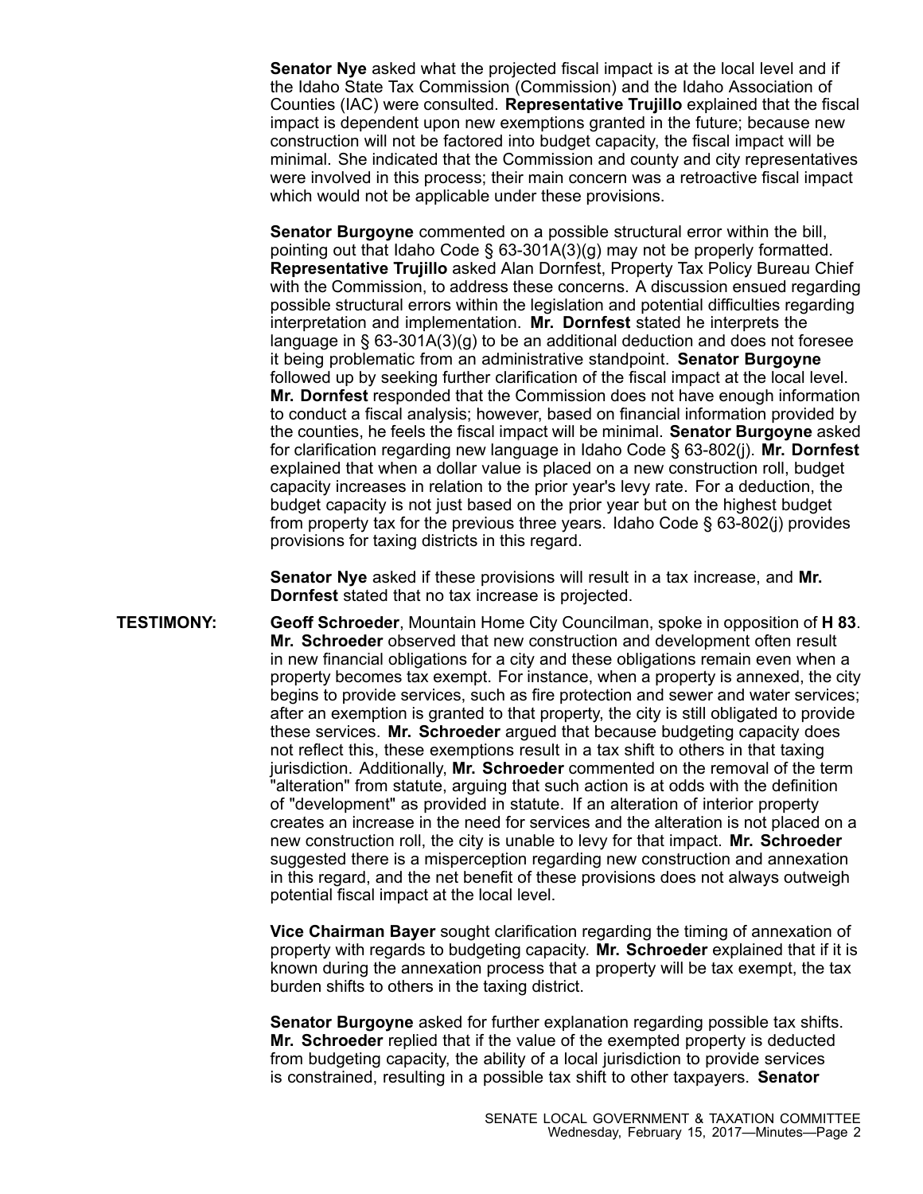**Senator Nye** asked what the projected fiscal impact is at the local level and if the Idaho State Tax Commission (Commission) and the Idaho Association of Counties (IAC) were consulted. **Representative Trujillo** explained that the fiscal impact is dependent upon new exemptions granted in the future; because new construction will not be factored into budget capacity, the fiscal impact will be minimal. She indicated that the Commission and county and city representatives were involved in this process; their main concern was a retroactive fiscal impact which would not be applicable under these provisions.

**Senator Burgoyne** commented on a possible structural error within the bill, pointing out that Idaho Code § 63-301A(3)(g) may not be properly formatted. **Representative Trujillo** asked Alan Dornfest, Property Tax Policy Bureau Chief with the Commission, to address these concerns. A discussion ensued regarding possible structural errors within the legislation and potential difficulties regarding interpretation and implementation. **Mr. Dornfest** stated he interprets the language in § 63-301A(3)(g) to be an additional deduction and does not foresee it being problematic from an administrative standpoint. **Senator Burgoyne** followed up by seeking further clarification of the fiscal impact at the local level. **Mr. Dornfest** responded that the Commission does not have enough information to conduct a fiscal analysis; however, based on financial information provided by the counties, he feels the fiscal impact will be minimal. **Senator Burgoyne** asked for clarification regarding new language in Idaho Code § 63-802(j). **Mr. Dornfest** explained that when a dollar value is placed on a new construction roll, budget capacity increases in relation to the prior year's levy rate. For a deduction, the budget capacity is not just based on the prior year but on the highest budget from property tax for the previous three years. Idaho Code § 63-802(j) provides provisions for taxing districts in this regard.

**Senator Nye** asked if these provisions will result in a tax increase, and **Mr. Dornfest** stated that no tax increase is projected.

**TESTIMONY:** **Geoff Schroeder**, Mountain Home City Councilman, spoke in opposition of **H 83**. **Mr. Schroeder** observed that new construction and development often result in new financial obligations for a city and these obligations remain even when a property becomes tax exempt. For instance, when a property is annexed, the city begins to provide services, such as fire protection and sewer and water services; after an exemption is granted to that property, the city is still obligated to provide these services. **Mr. Schroeder** argued that because budgeting capacity does not reflect this, these exemptions result in a tax shift to others in that taxing jurisdiction. Additionally, **Mr. Schroeder** commented on the removal of the term "alteration" from statute, arguing that such action is at odds with the definition of "development" as provided in statute. If an alteration of interior property creates an increase in the need for services and the alteration is not placed on a new construction roll, the city is unable to levy for that impact. **Mr. Schroeder** suggested there is a misperception regarding new construction and annexation in this regard, and the net benefit of these provisions does not always outweigh potential fiscal impact at the local level.

**Vice Chairman Bayer** sought clarification regarding the timing of annexation of property with regards to budgeting capacity. **Mr. Schroeder** explained that if it is known during the annexation process that a property will be tax exempt, the tax burden shifts to others in the taxing district.

**Senator Burgoyne** asked for further explanation regarding possible tax shifts. **Mr. Schroeder** replied that if the value of the exempted property is deducted from budgeting capacity, the ability of a local jurisdiction to provide services is constrained, resulting in a possible tax shift to other taxpayers. **Senator**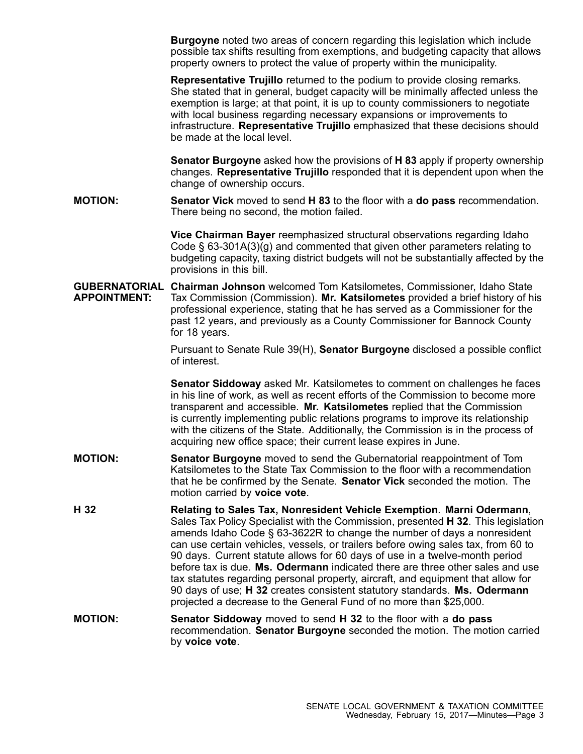**Burgoyne** noted two areas of concern regarding this legislation which include possible tax shifts resulting from exemptions, and budgeting capacity that allows property owners to protect the value of property within the municipality.

**Representative Trujillo** returned to the podium to provide closing remarks. She stated that in general, budget capacity will be minimally affected unless the exemption is large; at that point, it is up to county commissioners to negotiate with local business regarding necessary expansions or improvements to infrastructure. **Representative Trujillo** emphasized that these decisions should be made at the local level.

**Senator Burgoyne** asked how the provisions of **H 83** apply if property ownership changes. **Representative Trujillo** responded that it is dependent upon when the change of ownership occurs.

**MOTION:** **Senator Vick** moved to send **H 83** to the floor with a **do pass** recommendation. There being no second, the motion failed.

**Vice Chairman Bayer** reemphasized structural observations regarding Idaho Code § 63-301A(3)(g) and commented that given other parameters relating to budgeting capacity, taxing district budgets will not be substantially affected by the provisions in this bill.

**GUBERNATORIAL APPOINTMENT:** **Chairman Johnson** welcomed Tom Katsilometes, Commissioner, Idaho State Tax Commission (Commission). **Mr. Katsilometes** provided a brief history of his professional experience, stating that he has served as a Commissioner for the past 12 years, and previously as a County Commissioner for Bannock County for 18 years.

Pursuant to Senate Rule 39(H), **Senator Burgoyne** disclosed a possible conflict of interest.

**Senator Siddoway** asked Mr. Katsilometes to comment on challenges he faces in his line of work, as well as recent efforts of the Commission to become more transparent and accessible. **Mr. Katsilometes** replied that the Commission is currently implementing public relations programs to improve its relationship with the citizens of the State. Additionally, the Commission is in the process of acquiring new office space; their current lease expires in June.

**MOTION:** **Senator Burgoyne** moved to send the Gubernatorial reappointment of Tom Katsilometes to the State Tax Commission to the floor with a recommendation that he be confirmed by the Senate. **Senator Vick** seconded the motion. The motion carried by **voice vote**.

**H 32** **Relating to Sales Tax, Nonresident Vehicle Exemption**. **Marni Odermann**, Sales Tax Policy Specialist with the Commission, presented **H 32**. This legislation amends Idaho Code § 63-3622R to change the number of days a nonresident can use certain vehicles, vessels, or trailers before owing sales tax, from 60 to 90 days. Current statute allows for 60 days of use in a twelve-month period before tax is due. **Ms. Odermann** indicated there are three other sales and use tax statutes regarding personal property, aircraft, and equipment that allow for 90 days of use; **H 32** creates consistent statutory standards. **Ms. Odermann** projected a decrease to the General Fund of no more than $25,000.

**MOTION:** **Senator Siddoway** moved to send **H 32** to the floor with a **do pass** recommendation. **Senator Burgoyne** seconded the motion. The motion carried by **voice vote**.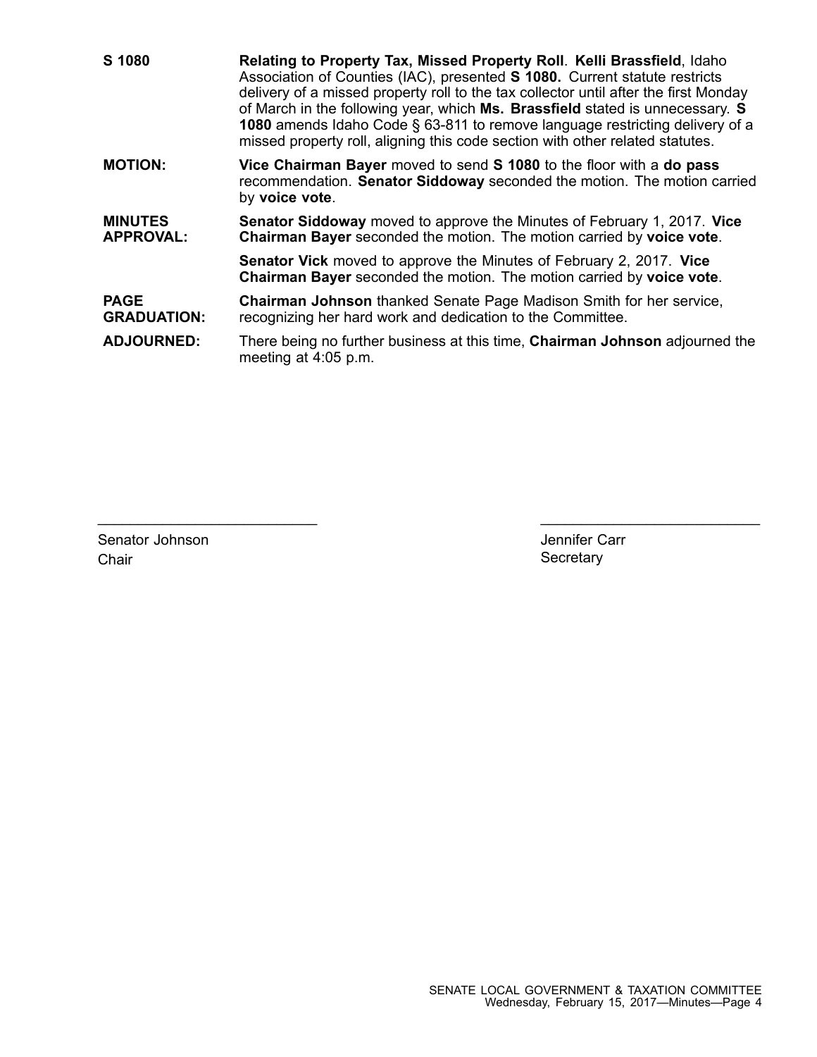**S 1080** — **Relating to Property Tax, Missed Property Roll**. **Kelli Brassfield**, Idaho Association of Counties (IAC), presented **S 1080.** Current statute restricts delivery of a missed property roll to the tax collector until after the first Monday of March in the following year, which **Ms. Brassfield** stated is unnecessary. **S 1080** amends Idaho Code § 63-811 to remove language restricting delivery of a missed property roll, aligning this code section with other related statutes.

**MOTION:** **Vice Chairman Bayer** moved to send **S 1080** to the floor with a **do pass** recommendation. **Senator Siddoway** seconded the motion. The motion carried by **voice vote**.

**MINUTES APPROVAL:** **Senator Siddoway** moved to approve the Minutes of February 1, 2017. **Vice Chairman Bayer** seconded the motion. The motion carried by **voice vote**.

**Senator Vick** moved to approve the Minutes of February 2, 2017. **Vice Chairman Bayer** seconded the motion. The motion carried by **voice vote**.

**PAGE GRADUATION:** **Chairman Johnson** thanked Senate Page Madison Smith for her service, recognizing her hard work and dedication to the Committee.

**ADJOURNED:** There being no further business at this time, **Chairman Johnson** adjourned the meeting at 4:05 p.m.

___________________________
Senator Johnson
Chair

___________________________
Jennifer Carr
Secretary